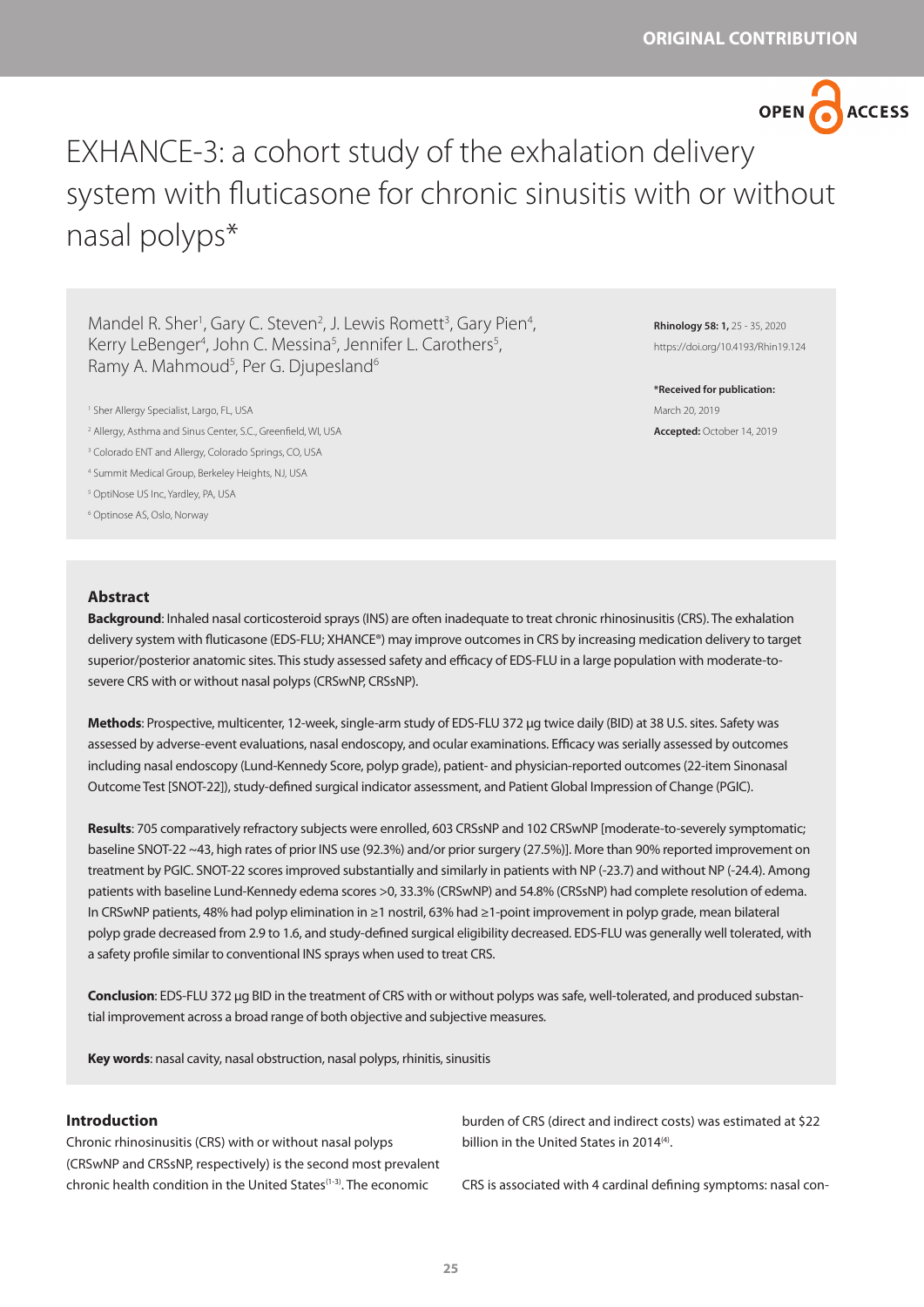ORIGINAL CONTRIBUTION

# EXHANCE-3: a cohort study of the exhalation delivery system with fluticasone for chronic sinusitis with or without nasal polyps*

Mandel R. Sher[1], Gary C. Steven[2], J. Lewis Romett[3], Gary Pien[4], Kerry LeBenger[4], John C. Messina[5], Jennifer L. Carothers[5], Ramy A. Mahmoud[5], Per G. Djupesland[6]

[1] Sher Allergy Specialist, Largo, FL, USA
[2] Allergy, Asthma and Sinus Center, S.C., Greenfield, WI, USA
[3] Colorado ENT and Allergy, Colorado Springs, CO, USA
[4] Summit Medical Group, Berkeley Heights, NJ, USA
[5] OptiNose US Inc, Yardley, PA, USA
[6] Optinose AS, Oslo, Norway

**Rhinology 58: 1,** 25 - 35, 2020
https://doi.org/10.4193/Rhin19.124

***Received for publication:**
March 20, 2019
**Accepted:** October 14, 2019

## Abstract

**Background**: Inhaled nasal corticosteroid sprays (INS) are often inadequate to treat chronic rhinosinusitis (CRS). The exhalation delivery system with fluticasone (EDS-FLU; XHANCE®) may improve outcomes in CRS by increasing medication delivery to target superior/posterior anatomic sites. This study assessed safety and efficacy of EDS-FLU in a large population with moderate-to-severe CRS with or without nasal polyps (CRSwNP, CRSsNP).

**Methods**: Prospective, multicenter, 12-week, single-arm study of EDS-FLU 372 µg twice daily (BID) at 38 U.S. sites. Safety was assessed by adverse-event evaluations, nasal endoscopy, and ocular examinations. Efficacy was serially assessed by outcomes including nasal endoscopy (Lund-Kennedy Score, polyp grade), patient- and physician-reported outcomes (22-item Sinonasal Outcome Test [SNOT-22]), study-defined surgical indicator assessment, and Patient Global Impression of Change (PGIC).

**Results**: 705 comparatively refractory subjects were enrolled, 603 CRSsNP and 102 CRSwNP [moderate-to-severely symptomatic; baseline SNOT-22 ~43, high rates of prior INS use (92.3%) and/or prior surgery (27.5%)]. More than 90% reported improvement on treatment by PGIC. SNOT-22 scores improved substantially and similarly in patients with NP (-23.7) and without NP (-24.4). Among patients with baseline Lund-Kennedy edema scores >0, 33.3% (CRSwNP) and 54.8% (CRSsNP) had complete resolution of edema. In CRSwNP patients, 48% had polyp elimination in ≥1 nostril, 63% had ≥1-point improvement in polyp grade, mean bilateral polyp grade decreased from 2.9 to 1.6, and study-defined surgical eligibility decreased. EDS-FLU was generally well tolerated, with a safety profile similar to conventional INS sprays when used to treat CRS.

**Conclusion**: EDS-FLU 372 µg BID in the treatment of CRS with or without polyps was safe, well-tolerated, and produced substantial improvement across a broad range of both objective and subjective measures.

**Key words**: nasal cavity, nasal obstruction, nasal polyps, rhinitis, sinusitis

## Introduction

Chronic rhinosinusitis (CRS) with or without nasal polyps (CRSwNP and CRSsNP, respectively) is the second most prevalent chronic health condition in the United States[1-3]. The economic burden of CRS (direct and indirect costs) was estimated at $22 billion in the United States in 2014[4].

CRS is associated with 4 cardinal defining symptoms: nasal con-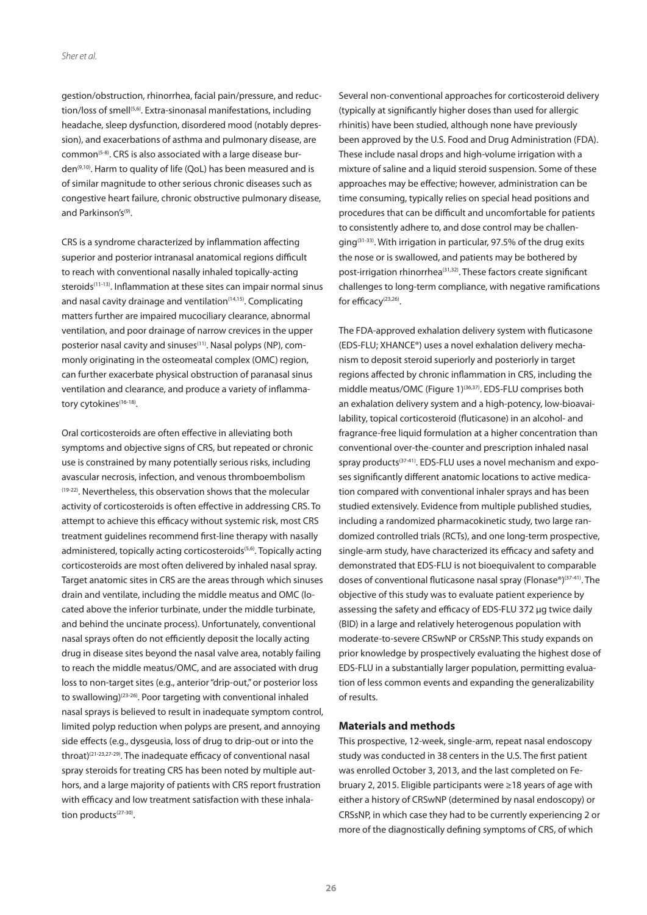gestion/obstruction, rhinorrhea, facial pain/pressure, and reduction/loss of smell[5,6]. Extra-sinonasal manifestations, including headache, sleep dysfunction, disordered mood (notably depression), and exacerbations of asthma and pulmonary disease, are common[5-8]. CRS is also associated with a large disease burden[9,10]. Harm to quality of life (QoL) has been measured and is of similar magnitude to other serious chronic diseases such as congestive heart failure, chronic obstructive pulmonary disease, and Parkinson's[9].

CRS is a syndrome characterized by inflammation affecting superior and posterior intranasal anatomical regions difficult to reach with conventional nasally inhaled topically-acting steroids[11-13]. Inflammation at these sites can impair normal sinus and nasal cavity drainage and ventilation[14,15]. Complicating matters further are impaired mucociliary clearance, abnormal ventilation, and poor drainage of narrow crevices in the upper posterior nasal cavity and sinuses[11]. Nasal polyps (NP), commonly originating in the osteomeatal complex (OMC) region, can further exacerbate physical obstruction of paranasal sinus ventilation and clearance, and produce a variety of inflammatory cytokines[16-18].

Oral corticosteroids are often effective in alleviating both symptoms and objective signs of CRS, but repeated or chronic use is constrained by many potentially serious risks, including avascular necrosis, infection, and venous thromboembolism [19-22]. Nevertheless, this observation shows that the molecular activity of corticosteroids is often effective in addressing CRS. To attempt to achieve this efficacy without systemic risk, most CRS treatment guidelines recommend first-line therapy with nasally administered, topically acting corticosteroids[5,6]. Topically acting corticosteroids are most often delivered by inhaled nasal spray. Target anatomic sites in CRS are the areas through which sinuses drain and ventilate, including the middle meatus and OMC (located above the inferior turbinate, under the middle turbinate, and behind the uncinate process). Unfortunately, conventional nasal sprays often do not efficiently deposit the locally acting drug in disease sites beyond the nasal valve area, notably failing to reach the middle meatus/OMC, and are associated with drug loss to non-target sites (e.g., anterior "drip-out," or posterior loss to swallowing)[23-26]. Poor targeting with conventional inhaled nasal sprays is believed to result in inadequate symptom control, limited polyp reduction when polyps are present, and annoying side effects (e.g., dysgeusia, loss of drug to drip-out or into the throat)[21-23,27-29]. The inadequate efficacy of conventional nasal spray steroids for treating CRS has been noted by multiple authors, and a large majority of patients with CRS report frustration with efficacy and low treatment satisfaction with these inhalation products[27-30].

Several non-conventional approaches for corticosteroid delivery (typically at significantly higher doses than used for allergic rhinitis) have been studied, although none have previously been approved by the U.S. Food and Drug Administration (FDA). These include nasal drops and high-volume irrigation with a mixture of saline and a liquid steroid suspension. Some of these approaches may be effective; however, administration can be time consuming, typically relies on special head positions and procedures that can be difficult and uncomfortable for patients to consistently adhere to, and dose control may be challenging[31-33]. With irrigation in particular, 97.5% of the drug exits the nose or is swallowed, and patients may be bothered by post-irrigation rhinorrhea[31,32]. These factors create significant challenges to long-term compliance, with negative ramifications for efficacy[23,26].

The FDA-approved exhalation delivery system with fluticasone (EDS-FLU; XHANCE®) uses a novel exhalation delivery mechanism to deposit steroid superiorly and posteriorly in target regions affected by chronic inflammation in CRS, including the middle meatus/OMC (Figure 1)[36,37]. EDS-FLU comprises both an exhalation delivery system and a high-potency, low-bioavailability, topical corticosteroid (fluticasone) in an alcohol- and fragrance-free liquid formulation at a higher concentration than conventional over-the-counter and prescription inhaled nasal spray products[37-41]. EDS-FLU uses a novel mechanism and exposes significantly different anatomic locations to active medication compared with conventional inhaler sprays and has been studied extensively. Evidence from multiple published studies, including a randomized pharmacokinetic study, two large randomized controlled trials (RCTs), and one long-term prospective, single-arm study, have characterized its efficacy and safety and demonstrated that EDS-FLU is not bioequivalent to comparable doses of conventional fluticasone nasal spray (Flonase®)[37-41]. The objective of this study was to evaluate patient experience by assessing the safety and efficacy of EDS-FLU 372 µg twice daily (BID) in a large and relatively heterogenous population with moderate-to-severe CRSwNP or CRSsNP. This study expands on prior knowledge by prospectively evaluating the highest dose of EDS-FLU in a substantially larger population, permitting evaluation of less common events and expanding the generalizability of results.

## Materials and methods

This prospective, 12-week, single-arm, repeat nasal endoscopy study was conducted in 38 centers in the U.S. The first patient was enrolled October 3, 2013, and the last completed on February 2, 2015. Eligible participants were ≥18 years of age with either a history of CRSwNP (determined by nasal endoscopy) or CRSsNP, in which case they had to be currently experiencing 2 or more of the diagnostically defining symptoms of CRS, of which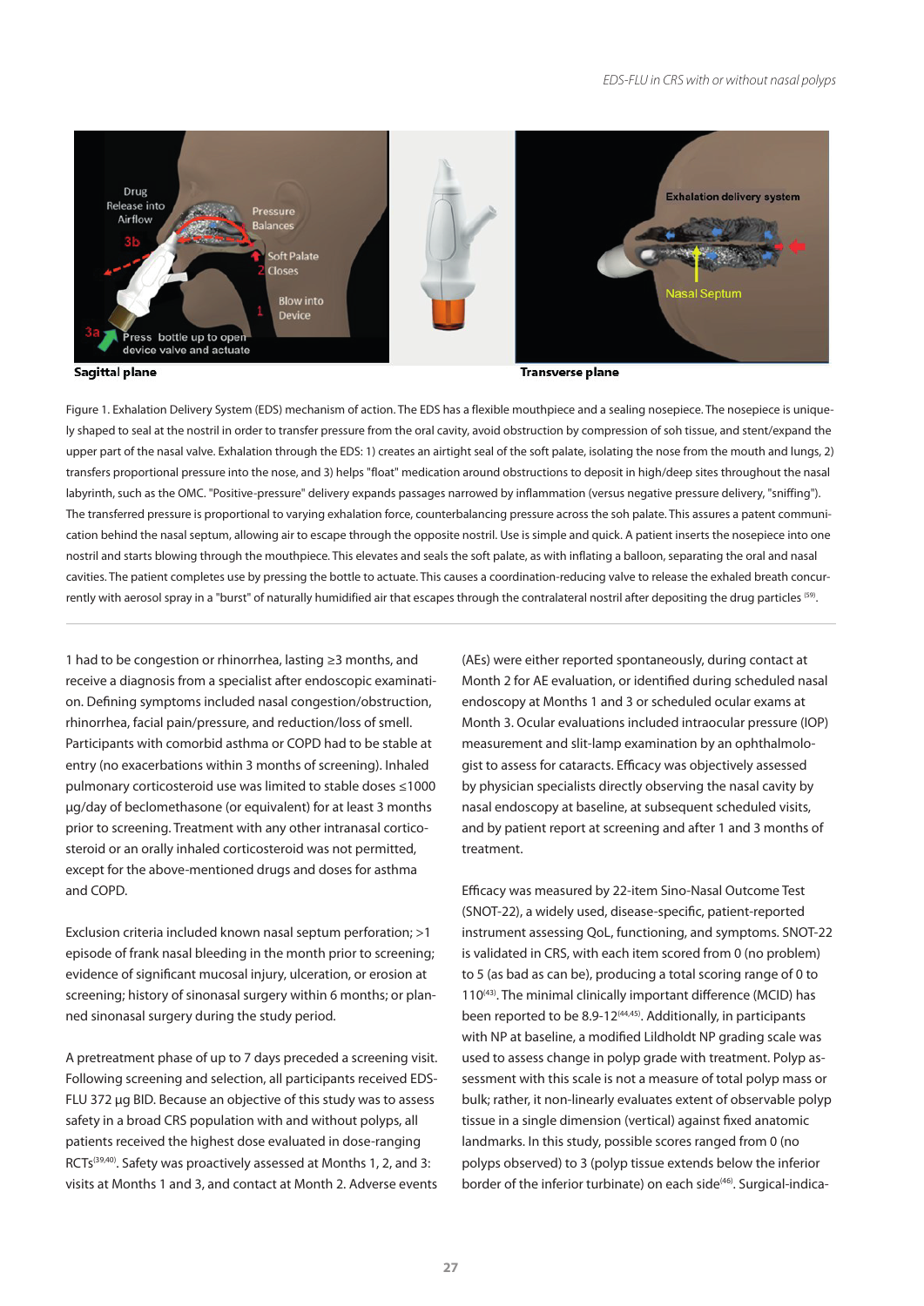Sagittal plane

Transverse plane

Figure 1. Exhalation Delivery System (EDS) mechanism of action. The EDS has a flexible mouthpiece and a sealing nosepiece. The nosepiece is uniquely shaped to seal at the nostril in order to transfer pressure from the oral cavity, avoid obstruction by compression of soh tissue, and stent/expand the upper part of the nasal valve. Exhalation through the EDS: 1) creates an airtight seal of the soft palate, isolating the nose from the mouth and lungs, 2) transfers proportional pressure into the nose, and 3) helps "float" medication around obstructions to deposit in high/deep sites throughout the nasal labyrinth, such as the OMC. "Positive-pressure" delivery expands passages narrowed by inflammation (versus negative pressure delivery, "sniffing"). The transferred pressure is proportional to varying exhalation force, counterbalancing pressure across the soh palate. This assures a patent communication behind the nasal septum, allowing air to escape through the opposite nostril. Use is simple and quick. A patient inserts the nosepiece into one nostril and starts blowing through the mouthpiece. This elevates and seals the soft palate, as with inflating a balloon, separating the oral and nasal cavities. The patient completes use by pressing the bottle to actuate. This causes a coordination-reducing valve to release the exhaled breath concurrently with aerosol spray in a "burst" of naturally humidified air that escapes through the contralateral nostril after depositing the drug particles [59].

1 had to be congestion or rhinorrhea, lasting ≥3 months, and receive a diagnosis from a specialist after endoscopic examination. Defining symptoms included nasal congestion/obstruction, rhinorrhea, facial pain/pressure, and reduction/loss of smell. Participants with comorbid asthma or COPD had to be stable at entry (no exacerbations within 3 months of screening). Inhaled pulmonary corticosteroid use was limited to stable doses ≤1000 µg/day of beclomethasone (or equivalent) for at least 3 months prior to screening. Treatment with any other intranasal corticosteroid or an orally inhaled corticosteroid was not permitted, except for the above-mentioned drugs and doses for asthma and COPD.

Exclusion criteria included known nasal septum perforation; >1 episode of frank nasal bleeding in the month prior to screening; evidence of significant mucosal injury, ulceration, or erosion at screening; history of sinonasal surgery within 6 months; or planned sinonasal surgery during the study period.

A pretreatment phase of up to 7 days preceded a screening visit. Following screening and selection, all participants received EDS-FLU 372 µg BID. Because an objective of this study was to assess safety in a broad CRS population with and without polyps, all patients received the highest dose evaluated in dose-ranging RCTs[39,40]. Safety was proactively assessed at Months 1, 2, and 3: visits at Months 1 and 3, and contact at Month 2. Adverse events (AEs) were either reported spontaneously, during contact at Month 2 for AE evaluation, or identified during scheduled nasal endoscopy at Months 1 and 3 or scheduled ocular exams at Month 3. Ocular evaluations included intraocular pressure (IOP) measurement and slit-lamp examination by an ophthalmologist to assess for cataracts. Efficacy was objectively assessed by physician specialists directly observing the nasal cavity by nasal endoscopy at baseline, at subsequent scheduled visits, and by patient report at screening and after 1 and 3 months of treatment.

Efficacy was measured by 22-item Sino-Nasal Outcome Test (SNOT-22), a widely used, disease-specific, patient-reported instrument assessing QoL, functioning, and symptoms. SNOT-22 is validated in CRS, with each item scored from 0 (no problem) to 5 (as bad as can be), producing a total scoring range of 0 to 110[43]. The minimal clinically important difference (MCID) has been reported to be 8.9-12[44,45]. Additionally, in participants with NP at baseline, a modified Lildholdt NP grading scale was used to assess change in polyp grade with treatment. Polyp assessment with this scale is not a measure of total polyp mass or bulk; rather, it non-linearly evaluates extent of observable polyp tissue in a single dimension (vertical) against fixed anatomic landmarks. In this study, possible scores ranged from 0 (no polyps observed) to 3 (polyp tissue extends below the inferior border of the inferior turbinate) on each side[46]. Surgical-indica-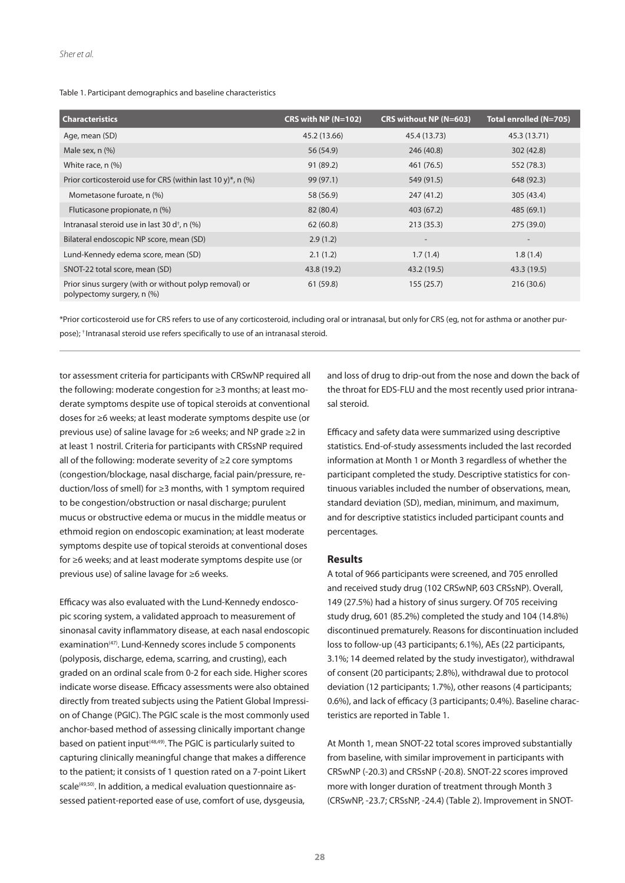Table 1. Participant demographics and baseline characteristics

| Characteristics | CRS with NP (N=102) | CRS without NP (N=603) | Total enrolled (N=705) |
|---|---|---|---|
| Age, mean (SD) | 45.2 (13.66) | 45.4 (13.73) | 45.3 (13.71) |
| Male sex, n (%) | 56 (54.9) | 246 (40.8) | 302 (42.8) |
| White race, n (%) | 91 (89.2) | 461 (76.5) | 552 (78.3) |
| Prior corticosteroid use for CRS (within last 10 y)*, n (%) | 99 (97.1) | 549 (91.5) | 648 (92.3) |
| Mometasone furoate, n (%) | 58 (56.9) | 247 (41.2) | 305 (43.4) |
| Fluticasone propionate, n (%) | 82 (80.4) | 403 (67.2) | 485 (69.1) |
| Intranasal steroid use in last 30 d†, n (%) | 62 (60.8) | 213 (35.3) | 275 (39.0) |
| Bilateral endoscopic NP score, mean (SD) | 2.9 (1.2) | - | - |
| Lund-Kennedy edema score, mean (SD) | 2.1 (1.2) | 1.7 (1.4) | 1.8 (1.4) |
| SNOT-22 total score, mean (SD) | 43.8 (19.2) | 43.2 (19.5) | 43.3 (19.5) |
| Prior sinus surgery (with or without polyp removal) or polypectomy surgery, n (%) | 61 (59.8) | 155 (25.7) | 216 (30.6) |

*Prior corticosteroid use for CRS refers to use of any corticosteroid, including oral or intranasal, but only for CRS (eg, not for asthma or another purpose); †Intranasal steroid use refers specifically to use of an intranasal steroid.

tor assessment criteria for participants with CRSwNP required all the following: moderate congestion for ≥3 months; at least moderate symptoms despite use of topical steroids at conventional doses for ≥6 weeks; at least moderate symptoms despite use (or previous use) of saline lavage for ≥6 weeks; and NP grade ≥2 in at least 1 nostril. Criteria for participants with CRSsNP required all of the following: moderate severity of ≥2 core symptoms (congestion/blockage, nasal discharge, facial pain/pressure, reduction/loss of smell) for ≥3 months, with 1 symptom required to be congestion/obstruction or nasal discharge; purulent mucus or obstructive edema or mucus in the middle meatus or ethmoid region on endoscopic examination; at least moderate symptoms despite use of topical steroids at conventional doses for ≥6 weeks; and at least moderate symptoms despite use (or previous use) of saline lavage for ≥6 weeks.

Efficacy was also evaluated with the Lund-Kennedy endoscopic scoring system, a validated approach to measurement of sinonasal cavity inflammatory disease, at each nasal endoscopic examination[47]. Lund-Kennedy scores include 5 components (polyposis, discharge, edema, scarring, and crusting), each graded on an ordinal scale from 0-2 for each side. Higher scores indicate worse disease. Efficacy assessments were also obtained directly from treated subjects using the Patient Global Impression of Change (PGIC). The PGIC scale is the most commonly used anchor-based method of assessing clinically important change based on patient input[48,49]. The PGIC is particularly suited to capturing clinically meaningful change that makes a difference to the patient; it consists of 1 question rated on a 7-point Likert scale[49,50]. In addition, a medical evaluation questionnaire assessed patient-reported ease of use, comfort of use, dysgeusia, and loss of drug to drip-out from the nose and down the back of the throat for EDS-FLU and the most recently used prior intranasal steroid.

Efficacy and safety data were summarized using descriptive statistics. End-of-study assessments included the last recorded information at Month 1 or Month 3 regardless of whether the participant completed the study. Descriptive statistics for continuous variables included the number of observations, mean, standard deviation (SD), median, minimum, and maximum, and for descriptive statistics included participant counts and percentages.

## Results

A total of 966 participants were screened, and 705 enrolled and received study drug (102 CRSwNP, 603 CRSsNP). Overall, 149 (27.5%) had a history of sinus surgery. Of 705 receiving study drug, 601 (85.2%) completed the study and 104 (14.8%) discontinued prematurely. Reasons for discontinuation included loss to follow-up (43 participants; 6.1%), AEs (22 participants, 3.1%; 14 deemed related by the study investigator), withdrawal of consent (20 participants; 2.8%), withdrawal due to protocol deviation (12 participants; 1.7%), other reasons (4 participants; 0.6%), and lack of efficacy (3 participants; 0.4%). Baseline characteristics are reported in Table 1.

At Month 1, mean SNOT-22 total scores improved substantially from baseline, with similar improvement in participants with CRSwNP (-20.3) and CRSsNP (-20.8). SNOT-22 scores improved more with longer duration of treatment through Month 3 (CRSwNP, -23.7; CRSsNP, -24.4) (Table 2). Improvement in SNOT-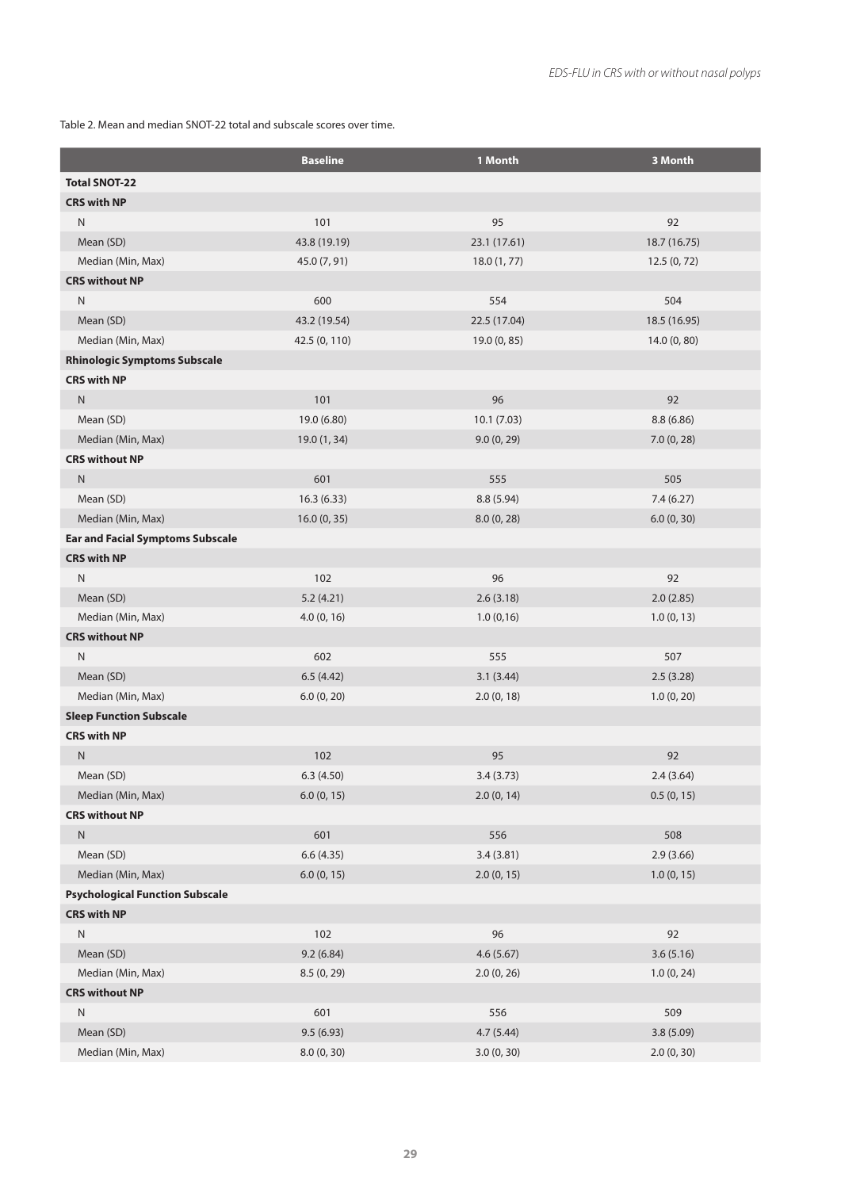Table 2. Mean and median SNOT-22 total and subscale scores over time.

| | Baseline | 1 Month | 3 Month |
|---|---|---|---|
| **Total SNOT-22** | | | |
| **CRS with NP** | | | |
| N | 101 | 95 | 92 |
| Mean (SD) | 43.8 (19.19) | 23.1 (17.61) | 18.7 (16.75) |
| Median (Min, Max) | 45.0 (7, 91) | 18.0 (1, 77) | 12.5 (0, 72) |
| **CRS without NP** | | | |
| N | 600 | 554 | 504 |
| Mean (SD) | 43.2 (19.54) | 22.5 (17.04) | 18.5 (16.95) |
| Median (Min, Max) | 42.5 (0, 110) | 19.0 (0, 85) | 14.0 (0, 80) |
| **Rhinologic Symptoms Subscale** | | | |
| **CRS with NP** | | | |
| N | 101 | 96 | 92 |
| Mean (SD) | 19.0 (6.80) | 10.1 (7.03) | 8.8 (6.86) |
| Median (Min, Max) | 19.0 (1, 34) | 9.0 (0, 29) | 7.0 (0, 28) |
| **CRS without NP** | | | |
| N | 601 | 555 | 505 |
| Mean (SD) | 16.3 (6.33) | 8.8 (5.94) | 7.4 (6.27) |
| Median (Min, Max) | 16.0 (0, 35) | 8.0 (0, 28) | 6.0 (0, 30) |
| **Ear and Facial Symptoms Subscale** | | | |
| **CRS with NP** | | | |
| N | 102 | 96 | 92 |
| Mean (SD) | 5.2 (4.21) | 2.6 (3.18) | 2.0 (2.85) |
| Median (Min, Max) | 4.0 (0, 16) | 1.0 (0,16) | 1.0 (0, 13) |
| **CRS without NP** | | | |
| N | 602 | 555 | 507 |
| Mean (SD) | 6.5 (4.42) | 3.1 (3.44) | 2.5 (3.28) |
| Median (Min, Max) | 6.0 (0, 20) | 2.0 (0, 18) | 1.0 (0, 20) |
| **Sleep Function Subscale** | | | |
| **CRS with NP** | | | |
| N | 102 | 95 | 92 |
| Mean (SD) | 6.3 (4.50) | 3.4 (3.73) | 2.4 (3.64) |
| Median (Min, Max) | 6.0 (0, 15) | 2.0 (0, 14) | 0.5 (0, 15) |
| **CRS without NP** | | | |
| N | 601 | 556 | 508 |
| Mean (SD) | 6.6 (4.35) | 3.4 (3.81) | 2.9 (3.66) |
| Median (Min, Max) | 6.0 (0, 15) | 2.0 (0, 15) | 1.0 (0, 15) |
| **Psychological Function Subscale** | | | |
| **CRS with NP** | | | |
| N | 102 | 96 | 92 |
| Mean (SD) | 9.2 (6.84) | 4.6 (5.67) | 3.6 (5.16) |
| Median (Min, Max) | 8.5 (0, 29) | 2.0 (0, 26) | 1.0 (0, 24) |
| **CRS without NP** | | | |
| N | 601 | 556 | 509 |
| Mean (SD) | 9.5 (6.93) | 4.7 (5.44) | 3.8 (5.09) |
| Median (Min, Max) | 8.0 (0, 30) | 3.0 (0, 30) | 2.0 (0, 30) |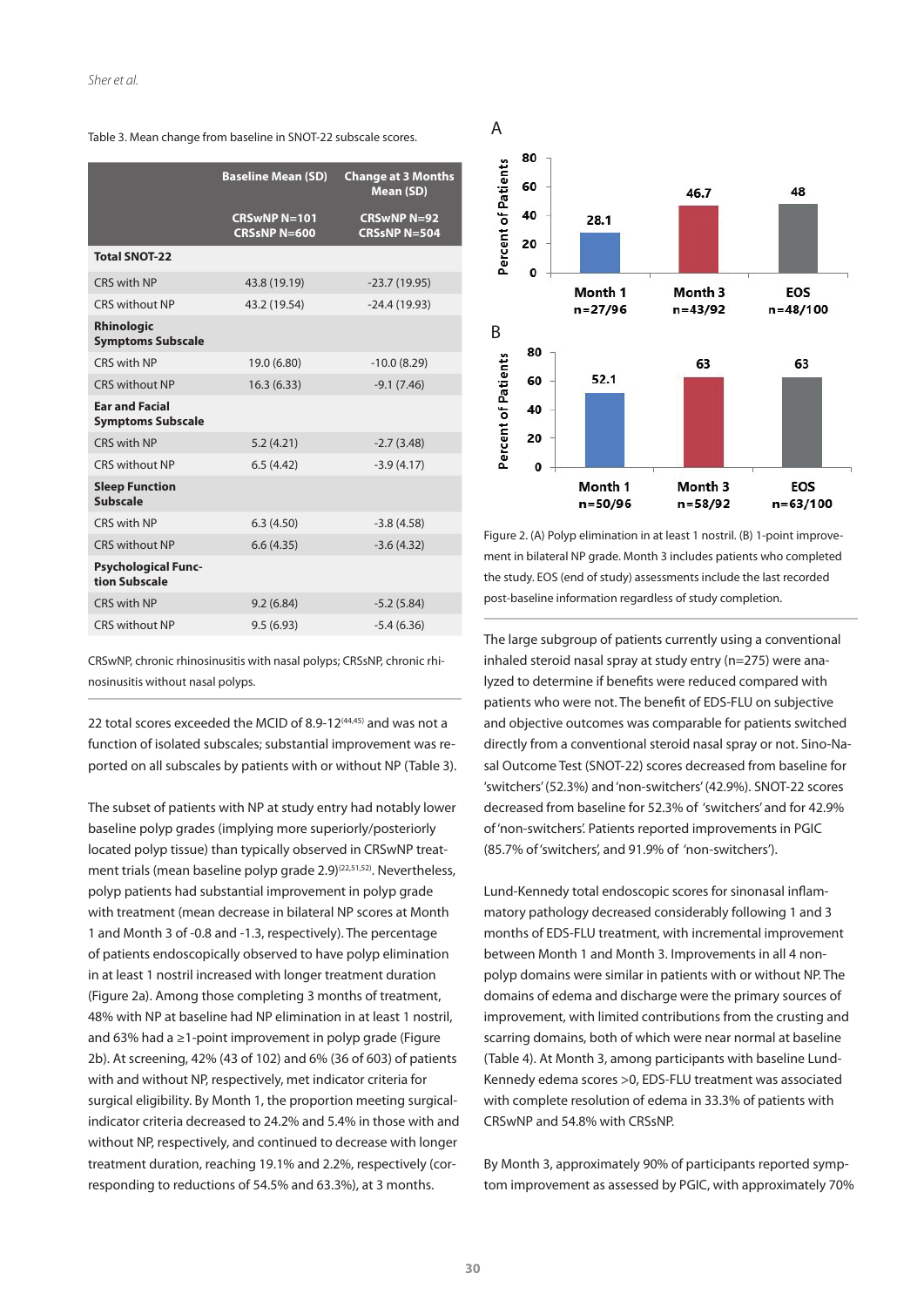Table 3. Mean change from baseline in SNOT-22 subscale scores.

| | Baseline Mean (SD) | Change at 3 Months Mean (SD) |
|---|---|---|
| | CRSwNP N=101 CRSsNP N=600 | CRSwNP N=92 CRSsNP N=504 |
| **Total SNOT-22** | | |
| CRS with NP | 43.8 (19.19) | -23.7 (19.95) |
| CRS without NP | 43.2 (19.54) | -24.4 (19.93) |
| **Rhinologic Symptoms Subscale** | | |
| CRS with NP | 19.0 (6.80) | -10.0 (8.29) |
| CRS without NP | 16.3 (6.33) | -9.1 (7.46) |
| **Ear and Facial Symptoms Subscale** | | |
| CRS with NP | 5.2 (4.21) | -2.7 (3.48) |
| CRS without NP | 6.5 (4.42) | -3.9 (4.17) |
| **Sleep Function Subscale** | | |
| CRS with NP | 6.3 (4.50) | -3.8 (4.58) |
| CRS without NP | 6.6 (4.35) | -3.6 (4.32) |
| **Psychological Function Subscale** | | |
| CRS with NP | 9.2 (6.84) | -5.2 (5.84) |
| CRS without NP | 9.5 (6.93) | -5.4 (6.36) |

CRSwNP, chronic rhinosinusitis with nasal polyps; CRSsNP, chronic rhinosinusitis without nasal polyps.

22 total scores exceeded the MCID of 8.9-12[44,45] and was not a function of isolated subscales; substantial improvement was reported on all subscales by patients with or without NP (Table 3).

The subset of patients with NP at study entry had notably lower baseline polyp grades (implying more superiorly/posteriorly located polyp tissue) than typically observed in CRSwNP treatment trials (mean baseline polyp grade 2.9)[22,51,52]. Nevertheless, polyp patients had substantial improvement in polyp grade with treatment (mean decrease in bilateral NP scores at Month 1 and Month 3 of -0.8 and -1.3, respectively). The percentage of patients endoscopically observed to have polyp elimination in at least 1 nostril increased with longer treatment duration (Figure 2a). Among those completing 3 months of treatment, 48% with NP at baseline had NP elimination in at least 1 nostril, and 63% had a ≥1-point improvement in polyp grade (Figure 2b). At screening, 42% (43 of 102) and 6% (36 of 603) of patients with and without NP, respectively, met indicator criteria for surgical eligibility. By Month 1, the proportion meeting surgical-indicator criteria decreased to 24.2% and 5.4% in those with and without NP, respectively, and continued to decrease with longer treatment duration, reaching 19.1% and 2.2%, respectively (corresponding to reductions of 54.5% and 63.3%), at 3 months.

| A | Month 1 (n=27/96) | Month 3 (n=43/92) | EOS (n=48/100) |
|---|---|---|---|
| Percent of Patients | 28.1 | 46.7 | 48 |

| B | Month 1 (n=50/96) | Month 3 (n=58/92) | EOS (n=63/100) |
|---|---|---|---|
| Percent of Patients | 52.1 | 63 | 63 |

Figure 2. (A) Polyp elimination in at least 1 nostril. (B) 1-point improvement in bilateral NP grade. Month 3 includes patients who completed the study. EOS (end of study) assessments include the last recorded post-baseline information regardless of study completion.

The large subgroup of patients currently using a conventional inhaled steroid nasal spray at study entry (n=275) were analyzed to determine if benefits were reduced compared with patients who were not. The benefit of EDS-FLU on subjective and objective outcomes was comparable for patients switched directly from a conventional steroid nasal spray or not. Sino-Nasal Outcome Test (SNOT-22) scores decreased from baseline for 'switchers' (52.3%) and 'non-switchers' (42.9%). SNOT-22 scores decreased from baseline for 52.3% of 'switchers' and for 42.9% of 'non-switchers'. Patients reported improvements in PGIC (85.7% of 'switchers', and 91.9% of 'non-switchers').

Lund-Kennedy total endoscopic scores for sinonasal inflammatory pathology decreased considerably following 1 and 3 months of EDS-FLU treatment, with incremental improvement between Month 1 and Month 3. Improvements in all 4 non-polyp domains were similar in patients with or without NP. The domains of edema and discharge were the primary sources of improvement, with limited contributions from the crusting and scarring domains, both of which were near normal at baseline (Table 4). At Month 3, among participants with baseline Lund-Kennedy edema scores >0, EDS-FLU treatment was associated with complete resolution of edema in 33.3% of patients with CRSwNP and 54.8% with CRSsNP.

By Month 3, approximately 90% of participants reported symptom improvement as assessed by PGIC, with approximately 70%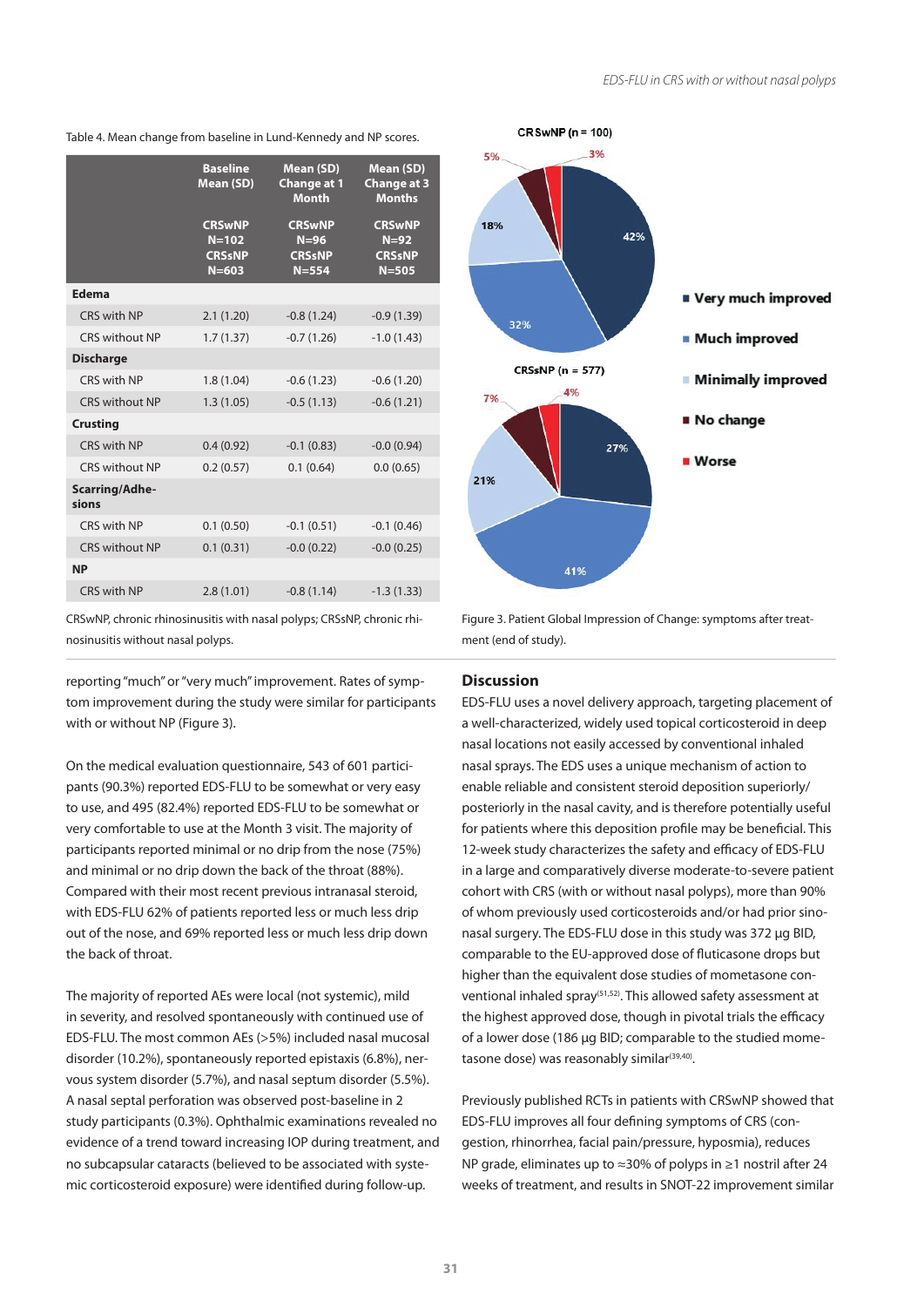Table 4. Mean change from baseline in Lund-Kennedy and NP scores.

| | Baseline Mean (SD) CRSwNP N=102 CRSsNP N=603 | Mean (SD) Change at 1 Month CRSwNP N=96 CRSsNP N=554 | Mean (SD) Change at 3 Months CRSwNP N=92 CRSsNP N=505 |
|---|---|---|---|
| **Edema** | | | |
| CRS with NP | 2.1 (1.20) | -0.8 (1.24) | -0.9 (1.39) |
| CRS without NP | 1.7 (1.37) | -0.7 (1.26) | -1.0 (1.43) |
| **Discharge** | | | |
| CRS with NP | 1.8 (1.04) | -0.6 (1.23) | -0.6 (1.20) |
| CRS without NP | 1.3 (1.05) | -0.5 (1.13) | -0.6 (1.21) |
| **Crusting** | | | |
| CRS with NP | 0.4 (0.92) | -0.1 (0.83) | -0.0 (0.94) |
| CRS without NP | 0.2 (0.57) | 0.1 (0.64) | 0.0 (0.65) |
| **Scarring/Adhesions** | | | |
| CRS with NP | 0.1 (0.50) | -0.1 (0.51) | -0.1 (0.46) |
| CRS without NP | 0.1 (0.31) | -0.0 (0.22) | -0.0 (0.25) |
| **NP** | | | |
| CRS with NP | 2.8 (1.01) | -0.8 (1.14) | -1.3 (1.33) |

CRSwNP, chronic rhinosinusitis with nasal polyps; CRSsNP, chronic rhinosinusitis without nasal polyps.

CRSwNP (n = 100): Very much improved 42%, Much improved 32%, Minimally improved 18%, No change 5%, Worse 3%

CRSsNP (n = 577): Very much improved 27%, Much improved 41%, Minimally improved 21%, No change 7%, Worse 4%

Figure 3. Patient Global Impression of Change: symptoms after treatment (end of study).

reporting "much" or "very much" improvement. Rates of symptom improvement during the study were similar for participants with or without NP (Figure 3).

On the medical evaluation questionnaire, 543 of 601 participants (90.3%) reported EDS-FLU to be somewhat or very easy to use, and 495 (82.4%) reported EDS-FLU to be somewhat or very comfortable to use at the Month 3 visit. The majority of participants reported minimal or no drip from the nose (75%) and minimal or no drip down the back of the throat (88%). Compared with their most recent previous intranasal steroid, with EDS-FLU 62% of patients reported less or much less drip out of the nose, and 69% reported less or much less drip down the back of throat.

The majority of reported AEs were local (not systemic), mild in severity, and resolved spontaneously with continued use of EDS-FLU. The most common AEs (>5%) included nasal mucosal disorder (10.2%), spontaneously reported epistaxis (6.8%), nervous system disorder (5.7%), and nasal septum disorder (5.5%). A nasal septal perforation was observed post-baseline in 2 study participants (0.3%). Ophthalmic examinations revealed no evidence of a trend toward increasing IOP during treatment, and no subcapsular cataracts (believed to be associated with systemic corticosteroid exposure) were identified during follow-up.

## Discussion

EDS-FLU uses a novel delivery approach, targeting placement of a well-characterized, widely used topical corticosteroid in deep nasal locations not easily accessed by conventional inhaled nasal sprays. The EDS uses a unique mechanism of action to enable reliable and consistent steroid deposition superiorly/posteriorly in the nasal cavity, and is therefore potentially useful for patients where this deposition profile may be beneficial. This 12-week study characterizes the safety and efficacy of EDS-FLU in a large and comparatively diverse moderate-to-severe patient cohort with CRS (with or without nasal polyps), more than 90% of whom previously used corticosteroids and/or had prior sinonasal surgery. The EDS-FLU dose in this study was 372 µg BID, comparable to the EU-approved dose of fluticasone drops but higher than the equivalent dose studies of mometasone conventional inhaled spray[51,52]. This allowed safety assessment at the highest approved dose, though in pivotal trials the efficacy of a lower dose (186 µg BID; comparable to the studied mometasone dose) was reasonably similar[39,40].

Previously published RCTs in patients with CRSwNP showed that EDS-FLU improves all four defining symptoms of CRS (congestion, rhinorrhea, facial pain/pressure, hyposmia), reduces NP grade, eliminates up to ≈30% of polyps in ≥1 nostril after 24 weeks of treatment, and results in SNOT-22 improvement similar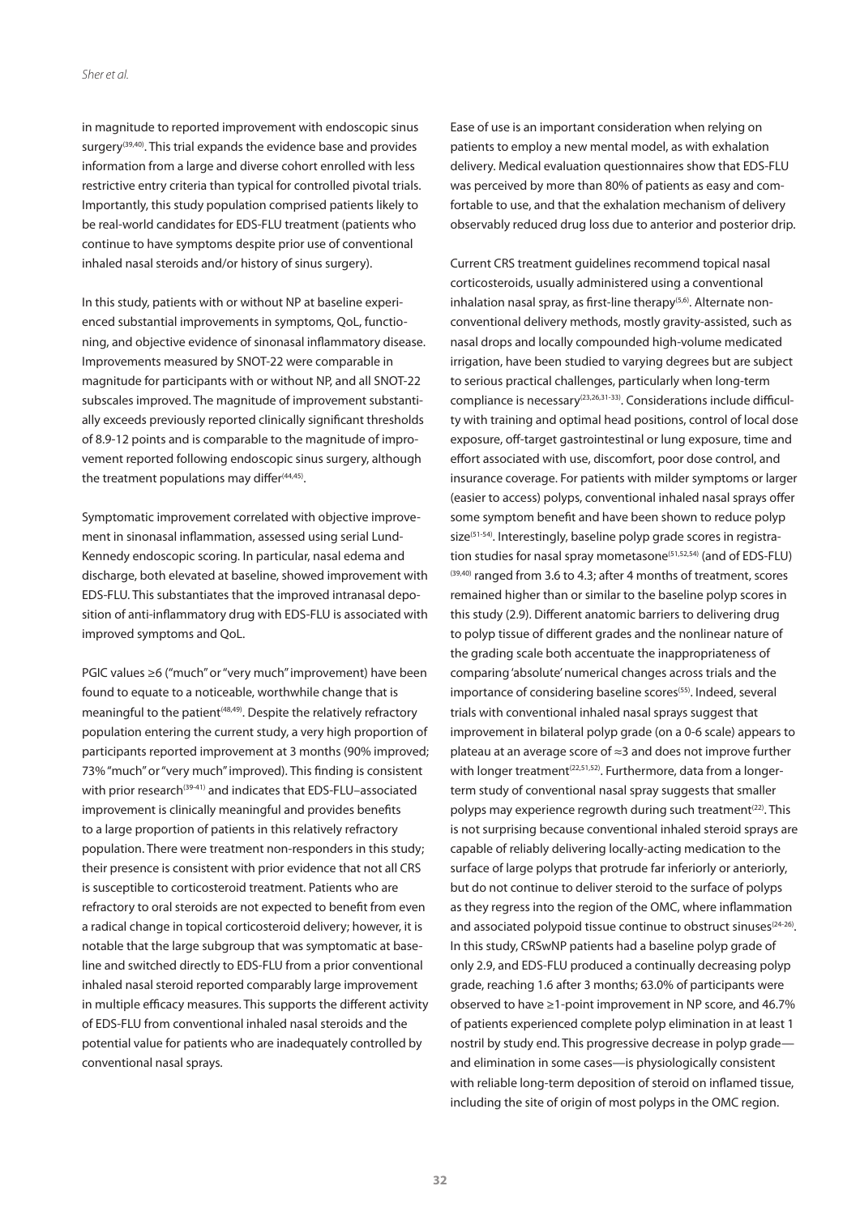in magnitude to reported improvement with endoscopic sinus surgery[39,40]. This trial expands the evidence base and provides information from a large and diverse cohort enrolled with less restrictive entry criteria than typical for controlled pivotal trials. Importantly, this study population comprised patients likely to be real-world candidates for EDS-FLU treatment (patients who continue to have symptoms despite prior use of conventional inhaled nasal steroids and/or history of sinus surgery).

In this study, patients with or without NP at baseline experienced substantial improvements in symptoms, QoL, functioning, and objective evidence of sinonasal inflammatory disease. Improvements measured by SNOT-22 were comparable in magnitude for participants with or without NP, and all SNOT-22 subscales improved. The magnitude of improvement substantially exceeds previously reported clinically significant thresholds of 8.9-12 points and is comparable to the magnitude of improvement reported following endoscopic sinus surgery, although the treatment populations may differ[44,45].

Symptomatic improvement correlated with objective improvement in sinonasal inflammation, assessed using serial Lund-Kennedy endoscopic scoring. In particular, nasal edema and discharge, both elevated at baseline, showed improvement with EDS-FLU. This substantiates that the improved intranasal deposition of anti-inflammatory drug with EDS-FLU is associated with improved symptoms and QoL.

PGIC values ≥6 ("much" or "very much" improvement) have been found to equate to a noticeable, worthwhile change that is meaningful to the patient[48,49]. Despite the relatively refractory population entering the current study, a very high proportion of participants reported improvement at 3 months (90% improved; 73% "much" or "very much" improved). This finding is consistent with prior research[39-41] and indicates that EDS-FLU–associated improvement is clinically meaningful and provides benefits to a large proportion of patients in this relatively refractory population. There were treatment non-responders in this study; their presence is consistent with prior evidence that not all CRS is susceptible to corticosteroid treatment. Patients who are refractory to oral steroids are not expected to benefit from even a radical change in topical corticosteroid delivery; however, it is notable that the large subgroup that was symptomatic at baseline and switched directly to EDS-FLU from a prior conventional inhaled nasal steroid reported comparably large improvement in multiple efficacy measures. This supports the different activity of EDS-FLU from conventional inhaled nasal steroids and the potential value for patients who are inadequately controlled by conventional nasal sprays.

Ease of use is an important consideration when relying on patients to employ a new mental model, as with exhalation delivery. Medical evaluation questionnaires show that EDS-FLU was perceived by more than 80% of patients as easy and comfortable to use, and that the exhalation mechanism of delivery observably reduced drug loss due to anterior and posterior drip.

Current CRS treatment guidelines recommend topical nasal corticosteroids, usually administered using a conventional inhalation nasal spray, as first-line therapy[5,6]. Alternate non-conventional delivery methods, mostly gravity-assisted, such as nasal drops and locally compounded high-volume medicated irrigation, have been studied to varying degrees but are subject to serious practical challenges, particularly when long-term compliance is necessary[23,26,31-33]. Considerations include difficulty with training and optimal head positions, control of local dose exposure, off-target gastrointestinal or lung exposure, time and effort associated with use, discomfort, poor dose control, and insurance coverage. For patients with milder symptoms or larger (easier to access) polyps, conventional inhaled nasal sprays offer some symptom benefit and have been shown to reduce polyp size[51-54]. Interestingly, baseline polyp grade scores in registration studies for nasal spray mometasone[51,52,54] (and of EDS-FLU)[39,40] ranged from 3.6 to 4.3; after 4 months of treatment, scores remained higher than or similar to the baseline polyp scores in this study (2.9). Different anatomic barriers to delivering drug to polyp tissue of different grades and the nonlinear nature of the grading scale both accentuate the inappropriateness of comparing 'absolute' numerical changes across trials and the importance of considering baseline scores[55]. Indeed, several trials with conventional inhaled nasal sprays suggest that improvement in bilateral polyp grade (on a 0-6 scale) appears to plateau at an average score of ≈3 and does not improve further with longer treatment[22,51,52]. Furthermore, data from a longer-term study of conventional nasal spray suggests that smaller polyps may experience regrowth during such treatment[22]. This is not surprising because conventional inhaled steroid sprays are capable of reliably delivering locally-acting medication to the surface of large polyps that protrude far inferiorly or anteriorly, but do not continue to deliver steroid to the surface of polyps as they regress into the region of the OMC, where inflammation and associated polypoid tissue continue to obstruct sinuses[24-26]. In this study, CRSwNP patients had a baseline polyp grade of only 2.9, and EDS-FLU produced a continually decreasing polyp grade, reaching 1.6 after 3 months; 63.0% of participants were observed to have ≥1-point improvement in NP score, and 46.7% of patients experienced complete polyp elimination in at least 1 nostril by study end. This progressive decrease in polyp grade—and elimination in some cases—is physiologically consistent with reliable long-term deposition of steroid on inflamed tissue, including the site of origin of most polyps in the OMC region.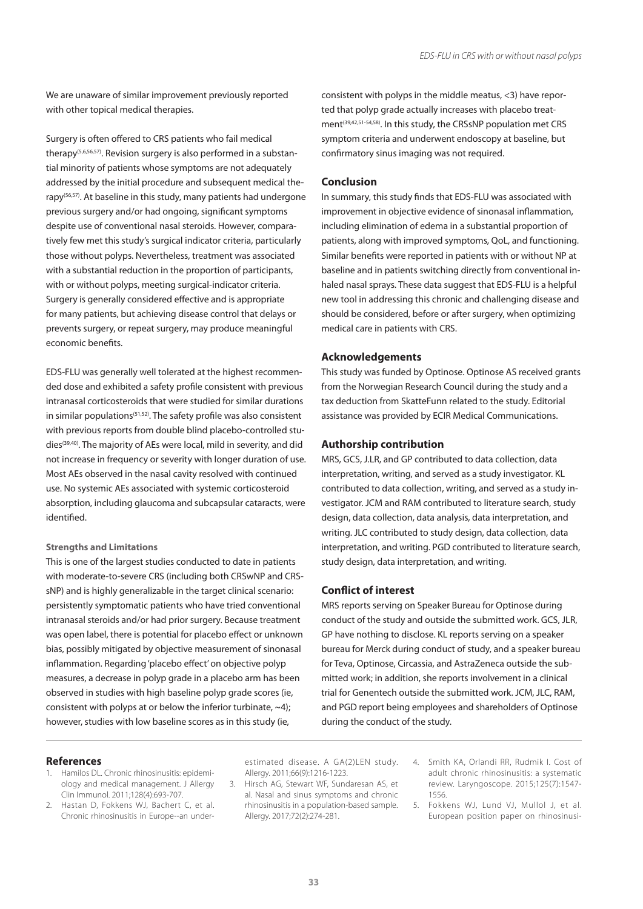We are unaware of similar improvement previously reported with other topical medical therapies.

Surgery is often offered to CRS patients who fail medical therapy[5,6,56,57]. Revision surgery is also performed in a substantial minority of patients whose symptoms are not adequately addressed by the initial procedure and subsequent medical therapy[56,57]. At baseline in this study, many patients had undergone previous surgery and/or had ongoing, significant symptoms despite use of conventional nasal steroids. However, comparatively few met this study's surgical indicator criteria, particularly those without polyps. Nevertheless, treatment was associated with a substantial reduction in the proportion of participants, with or without polyps, meeting surgical-indicator criteria. Surgery is generally considered effective and is appropriate for many patients, but achieving disease control that delays or prevents surgery, or repeat surgery, may produce meaningful economic benefits.

EDS-FLU was generally well tolerated at the highest recommended dose and exhibited a safety profile consistent with previous intranasal corticosteroids that were studied for similar durations in similar populations[51,52]. The safety profile was also consistent with previous reports from double blind placebo-controlled studies[39,40]. The majority of AEs were local, mild in severity, and did not increase in frequency or severity with longer duration of use. Most AEs observed in the nasal cavity resolved with continued use. No systemic AEs associated with systemic corticosteroid absorption, including glaucoma and subcapsular cataracts, were identified.

#### Strengths and Limitations

This is one of the largest studies conducted to date in patients with moderate-to-severe CRS (including both CRSwNP and CRSsNP) and is highly generalizable in the target clinical scenario: persistently symptomatic patients who have tried conventional intranasal steroids and/or had prior surgery. Because treatment was open label, there is potential for placebo effect or unknown bias, possibly mitigated by objective measurement of sinonasal inflammation. Regarding 'placebo effect' on objective polyp measures, a decrease in polyp grade in a placebo arm has been observed in studies with high baseline polyp grade scores (ie, consistent with polyps at or below the inferior turbinate, ~4); however, studies with low baseline scores as in this study (ie, consistent with polyps in the middle meatus, <3) have reported that polyp grade actually increases with placebo treatment[39,42,51-54,58]. In this study, the CRSsNP population met CRS symptom criteria and underwent endoscopy at baseline, but confirmatory sinus imaging was not required.

## Conclusion

In summary, this study finds that EDS-FLU was associated with improvement in objective evidence of sinonasal inflammation, including elimination of edema in a substantial proportion of patients, along with improved symptoms, QoL, and functioning. Similar benefits were reported in patients with or without NP at baseline and in patients switching directly from conventional inhaled nasal sprays. These data suggest that EDS-FLU is a helpful new tool in addressing this chronic and challenging disease and should be considered, before or after surgery, when optimizing medical care in patients with CRS.

## Acknowledgements

This study was funded by Optinose. Optinose AS received grants from the Norwegian Research Council during the study and a tax deduction from SkatteFunn related to the study. Editorial assistance was provided by ECIR Medical Communications.

## Authorship contribution

MRS, GCS, J.LR, and GP contributed to data collection, data interpretation, writing, and served as a study investigator. KL contributed to data collection, writing, and served as a study investigator. JCM and RAM contributed to literature search, study design, data collection, data analysis, data interpretation, and writing. JLC contributed to study design, data collection, data interpretation, and writing. PGD contributed to literature search, study design, data interpretation, and writing.

## Conflict of interest

MRS reports serving on Speaker Bureau for Optinose during conduct of the study and outside the submitted work. GCS, JLR, GP have nothing to disclose. KL reports serving on a speaker bureau for Merck during conduct of study, and a speaker bureau for Teva, Optinose, Circassia, and AstraZeneca outside the submitted work; in addition, she reports involvement in a clinical trial for Genentech outside the submitted work. JCM, JLC, RAM, and PGD report being employees and shareholders of Optinose during the conduct of the study.

## References

1. Hamilos DL. Chronic rhinosinusitis: epidemiology and medical management. J Allergy Clin Immunol. 2011;128(4):693-707.
2. Hastan D, Fokkens WJ, Bachert C, et al. Chronic rhinosinusitis in Europe--an underestimated disease. A GA(2)LEN study. Allergy. 2011;66(9):1216-1223.
3. Hirsch AG, Stewart WF, Sundaresan AS, et al. Nasal and sinus symptoms and chronic rhinosinusitis in a population-based sample. Allergy. 2017;72(2):274-281.
4. Smith KA, Orlandi RR, Rudmik L. Cost of adult chronic rhinosinusitis: a systematic review. Laryngoscope. 2015;125(7):1547-1556.
5. Fokkens WJ, Lund VJ, Mullol J, et al. European position paper on rhinosinusi-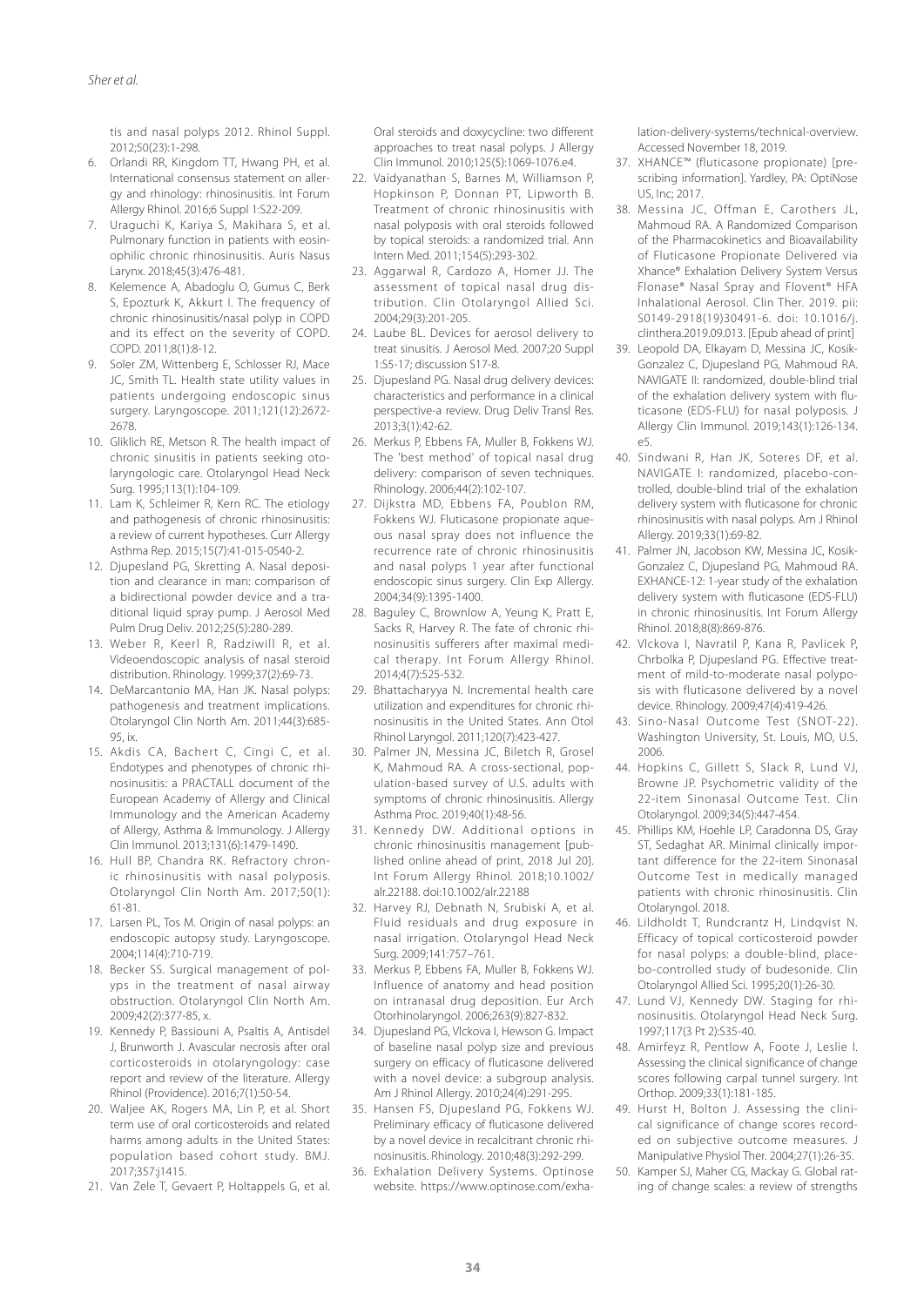tis and nasal polyps 2012. Rhinol Suppl. 2012;50(23):1-298.

6. Orlandi RR, Kingdom TT, Hwang PH, et al. International consensus statement on allergy and rhinology: rhinosinusitis. Int Forum Allergy Rhinol. 2016;6 Suppl 1:S22-209.
7. Uraguchi K, Kariya S, Makihara S, et al. Pulmonary function in patients with eosinophilic chronic rhinosinusitis. Auris Nasus Larynx. 2018;45(3):476-481.
8. Kelemence A, Abadoglu O, Gumus C, Berk S, Epozturk K, Akkurt I. The frequency of chronic rhinosinusitis/nasal polyp in COPD and its effect on the severity of COPD. COPD. 2011;8(1):8-12.
9. Soler ZM, Wittenberg E, Schlosser RJ, Mace JC, Smith TL. Health state utility values in patients undergoing endoscopic sinus surgery. Laryngoscope. 2011;121(12):2672-2678.
10. Gliklich RE, Metson R. The health impact of chronic sinusitis in patients seeking otolaryngologic care. Otolaryngol Head Neck Surg. 1995;113(1):104-109.
11. Lam K, Schleimer R, Kern RC. The etiology and pathogenesis of chronic rhinosinusitis: a review of current hypotheses. Curr Allergy Asthma Rep. 2015;15(7):41-015-0540-2.
12. Djupesland PG, Skretting A. Nasal deposition and clearance in man: comparison of a bidirectional powder device and a traditional liquid spray pump. J Aerosol Med Pulm Drug Deliv. 2012;25(5):280-289.
13. Weber R, Keerl R, Radziwill R, et al. Videoendoscopic analysis of nasal steroid distribution. Rhinology. 1999;37(2):69-73.
14. DeMarcantonio MA, Han JK. Nasal polyps: pathogenesis and treatment implications. Otolaryngol Clin North Am. 2011;44(3):685-95, ix.
15. Akdis CA, Bachert C, Cingi C, et al. Endotypes and phenotypes of chronic rhinosinusitis: a PRACTALL document of the European Academy of Allergy and Clinical Immunology and the American Academy of Allergy, Asthma & Immunology. J Allergy Clin Immunol. 2013;131(6):1479-1490.
16. Hull BP, Chandra RK. Refractory chronic rhinosinusitis with nasal polyposis. Otolaryngol Clin North Am. 2017;50(1):61-81.
17. Larsen PL, Tos M. Origin of nasal polyps: an endoscopic autopsy study. Laryngoscope. 2004;114(4):710-719.
18. Becker SS. Surgical management of polyps in the treatment of nasal airway obstruction. Otolaryngol Clin North Am. 2009;42(2):377-85, x.
19. Kennedy P, Bassiouni A, Psaltis A, Antisdel J, Brunworth J. Avascular necrosis after oral corticosteroids in otolaryngology: case report and review of the literature. Allergy Rhinol (Providence). 2016;7(1):50-54.
20. Waljee AK, Rogers MA, Lin P, et al. Short term use of oral corticosteroids and related harms among adults in the United States: population based cohort study. BMJ. 2017;357:j1415.
21. Van Zele T, Gevaert P, Holtappels G, et al. Oral steroids and doxycycline: two different approaches to treat nasal polyps. J Allergy Clin Immunol. 2010;125(5):1069-1076.e4.
22. Vaidyanathan S, Barnes M, Williamson P, Hopkinson P, Donnan PT, Lipworth B. Treatment of chronic rhinosinusitis with nasal polyposis with oral steroids followed by topical steroids: a randomized trial. Ann Intern Med. 2011;154(5):293-302.
23. Aggarwal R, Cardozo A, Homer JJ. The assessment of topical nasal drug distribution. Clin Otolaryngol Allied Sci. 2004;29(3):201-205.
24. Laube BL. Devices for aerosol delivery to treat sinusitis. J Aerosol Med. 2007;20 Suppl 1:S5-17; discussion S17-8.
25. Djupesland PG. Nasal drug delivery devices: characteristics and performance in a clinical perspective-a review. Drug Deliv Transl Res. 2013;3(1):42-62.
26. Merkus P, Ebbens FA, Muller B, Fokkens WJ. The 'best method' of topical nasal drug delivery: comparison of seven techniques. Rhinology. 2006;44(2):102-107.
27. Dijkstra MD, Ebbens FA, Poublon RM, Fokkens WJ. Fluticasone propionate aqueous nasal spray does not influence the recurrence rate of chronic rhinosinusitis and nasal polyps 1 year after functional endoscopic sinus surgery. Clin Exp Allergy. 2004;34(9):1395-1400.
28. Baguley C, Brownlow A, Yeung K, Pratt E, Sacks R, Harvey R. The fate of chronic rhinosinusitis sufferers after maximal medical therapy. Int Forum Allergy Rhinol. 2014;4(7):525-532.
29. Bhattacharyya N. Incremental health care utilization and expenditures for chronic rhinosinusitis in the United States. Ann Otol Rhinol Laryngol. 2011;120(7):423-427.
30. Palmer JN, Messina JC, Biletch R, Grosel K, Mahmoud RA. A cross-sectional, population-based survey of U.S. adults with symptoms of chronic rhinosinusitis. Allergy Asthma Proc. 2019;40(1):48-56.
31. Kennedy DW. Additional options in chronic rhinosinusitis management [published online ahead of print, 2018 Jul 20]. Int Forum Allergy Rhinol. 2018;10.1002/alr.22188. doi:10.1002/alr.22188
32. Harvey RJ, Debnath N, Srubiski A, et al. Fluid residuals and drug exposure in nasal irrigation. Otolaryngol Head Neck Surg. 2009;141:757–761.
33. Merkus P, Ebbens FA, Muller B, Fokkens WJ. Influence of anatomy and head position on intranasal drug deposition. Eur Arch Otorhinolaryngol. 2006;263(9):827-832.
34. Djupesland PG, Vlckova I, Hewson G. Impact of baseline nasal polyp size and previous surgery on efficacy of fluticasone delivered with a novel device: a subgroup analysis. Am J Rhinol Allergy. 2010;24(4):291-295.
35. Hansen FS, Djupesland PG, Fokkens WJ. Preliminary efficacy of fluticasone delivered by a novel device in recalcitrant chronic rhinosinusitis. Rhinology. 2010;48(3):292-299.
36. Exhalation Delivery Systems. Optinose website. https://www.optinose.com/exhalation-delivery-systems/technical-overview. Accessed November 18, 2019.
37. XHANCE™ (fluticasone propionate) [prescribing information]. Yardley, PA: OptiNose US, Inc; 2017.
38. Messina JC, Offman E, Carothers JL, Mahmoud RA. A Randomized Comparison of the Pharmacokinetics and Bioavailability of Fluticasone Propionate Delivered via Xhance® Exhalation Delivery System Versus Flonase® Nasal Spray and Flovent® HFA Inhalational Aerosol. Clin Ther. 2019. pii: S0149-2918(19)30491-6. doi: 10.1016/j.clinthera.2019.09.013. [Epub ahead of print]
39. Leopold DA, Elkayam D, Messina JC, Kosik-Gonzalez C, Djupesland PG, Mahmoud RA. NAVIGATE II: randomized, double-blind trial of the exhalation delivery system with fluticasone (EDS-FLU) for nasal polyposis. J Allergy Clin Immunol. 2019;143(1):126-134.e5.
40. Sindwani R, Han JK, Soteres DF, et al. NAVIGATE I: randomized, placebo-controlled, double-blind trial of the exhalation delivery system with fluticasone for chronic rhinosinusitis with nasal polyps. Am J Rhinol Allergy. 2019;33(1):69-82.
41. Palmer JN, Jacobson KW, Messina JC, Kosik-Gonzalez C, Djupesland PG, Mahmoud RA. EXHANCE-12: 1-year study of the exhalation delivery system with fluticasone (EDS-FLU) in chronic rhinosinusitis. Int Forum Allergy Rhinol. 2018;8(8):869-876.
42. Vlckova I, Navratil P, Kana R, Pavlicek P, Chrbolka P, Djupesland PG. Effective treatment of mild-to-moderate nasal polyposis with fluticasone delivered by a novel device. Rhinology. 2009;47(4):419-426.
43. Sino-Nasal Outcome Test (SNOT-22). Washington University, St. Louis, MO, U.S. 2006.
44. Hopkins C, Gillett S, Slack R, Lund VJ, Browne JP. Psychometric validity of the 22-item Sinonasal Outcome Test. Clin Otolaryngol. 2009;34(5):447-454.
45. Phillips KM, Hoehle LP, Caradonna DS, Gray ST, Sedaghat AR. Minimal clinically important difference for the 22-item Sinonasal Outcome Test in medically managed patients with chronic rhinosinusitis. Clin Otolaryngol. 2018.
46. Lildholdt T, Rundcrantz H, Lindqvist N. Efficacy of topical corticosteroid powder for nasal polyps: a double-blind, placebo-controlled study of budesonide. Clin Otolaryngol Allied Sci. 1995;20(1):26-30.
47. Lund VJ, Kennedy DW. Staging for rhinosinusitis. Otolaryngol Head Neck Surg. 1997;117(3 Pt 2):S35-40.
48. Amirfeyz R, Pentlow A, Foote J, Leslie I. Assessing the clinical significance of change scores following carpal tunnel surgery. Int Orthop. 2009;33(1):181-185.
49. Hurst H, Bolton J. Assessing the clinical significance of change scores recorded on subjective outcome measures. J Manipulative Physiol Ther. 2004;27(1):26-35.
50. Kamper SJ, Maher CG, Mackay G. Global rating of change scales: a review of strengths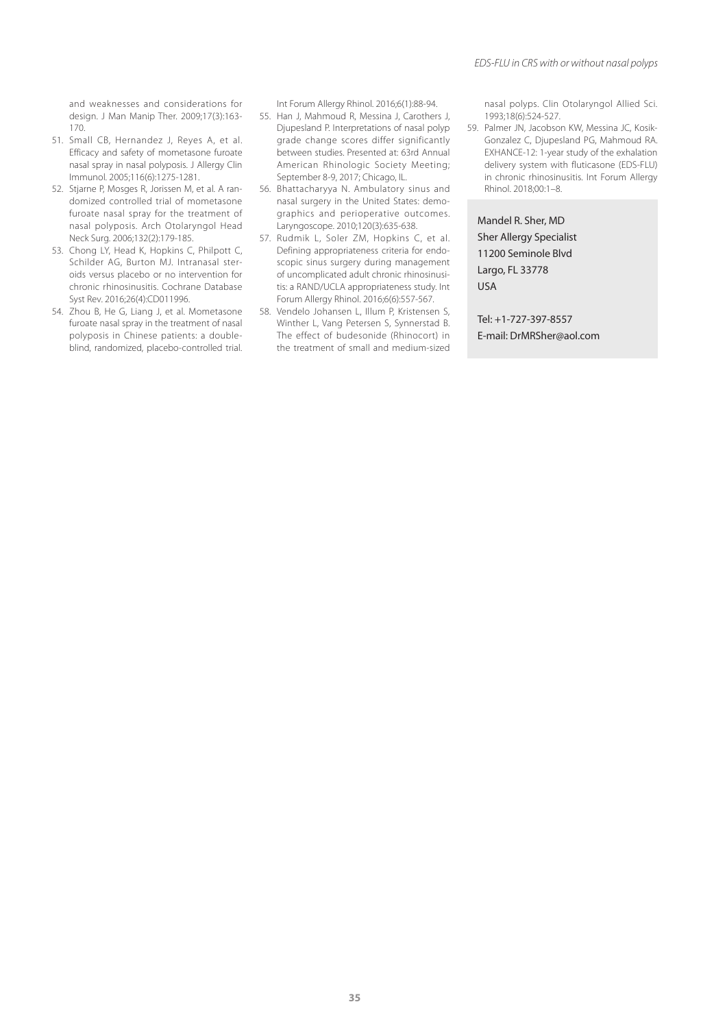and weaknesses and considerations for design. J Man Manip Ther. 2009;17(3):163-170.

51. Small CB, Hernandez J, Reyes A, et al. Efficacy and safety of mometasone furoate nasal spray in nasal polyposis. J Allergy Clin Immunol. 2005;116(6):1275-1281.
52. Stjarne P, Mosges R, Jorissen M, et al. A randomized controlled trial of mometasone furoate nasal spray for the treatment of nasal polyposis. Arch Otolaryngol Head Neck Surg. 2006;132(2):179-185.
53. Chong LY, Head K, Hopkins C, Philpott C, Schilder AG, Burton MJ. Intranasal steroids versus placebo or no intervention for chronic rhinosinusitis. Cochrane Database Syst Rev. 2016;26(4):CD011996.
54. Zhou B, He G, Liang J, et al. Mometasone furoate nasal spray in the treatment of nasal polyposis in Chinese patients: a double-blind, randomized, placebo-controlled trial. Int Forum Allergy Rhinol. 2016;6(1):88-94.
55. Han J, Mahmoud R, Messina J, Carothers J, Djupesland P. Interpretations of nasal polyp grade change scores differ significantly between studies. Presented at: 63rd Annual American Rhinologic Society Meeting; September 8-9, 2017; Chicago, IL.
56. Bhattacharyya N. Ambulatory sinus and nasal surgery in the United States: demographics and perioperative outcomes. Laryngoscope. 2010;120(3):635-638.
57. Rudmik L, Soler ZM, Hopkins C, et al. Defining appropriateness criteria for endoscopic sinus surgery during management of uncomplicated adult chronic rhinosinusitis: a RAND/UCLA appropriateness study. Int Forum Allergy Rhinol. 2016;6(6):557-567.
58. Vendelo Johansen L, Illum P, Kristensen S, Winther L, Vang Petersen S, Synnerstad B. The effect of budesonide (Rhinocort) in the treatment of small and medium-sized nasal polyps. Clin Otolaryngol Allied Sci. 1993;18(6):524-527.
59. Palmer JN, Jacobson KW, Messina JC, Kosik-Gonzalez C, Djupesland PG, Mahmoud RA. EXHANCE-12: 1-year study of the exhalation delivery system with fluticasone (EDS-FLU) in chronic rhinosinusitis. Int Forum Allergy Rhinol. 2018;00:1–8.

Mandel R. Sher, MD
Sher Allergy Specialist
11200 Seminole Blvd
Largo, FL 33778
USA

Tel: +1-727-397-8557
E-mail: DrMRSher@aol.com